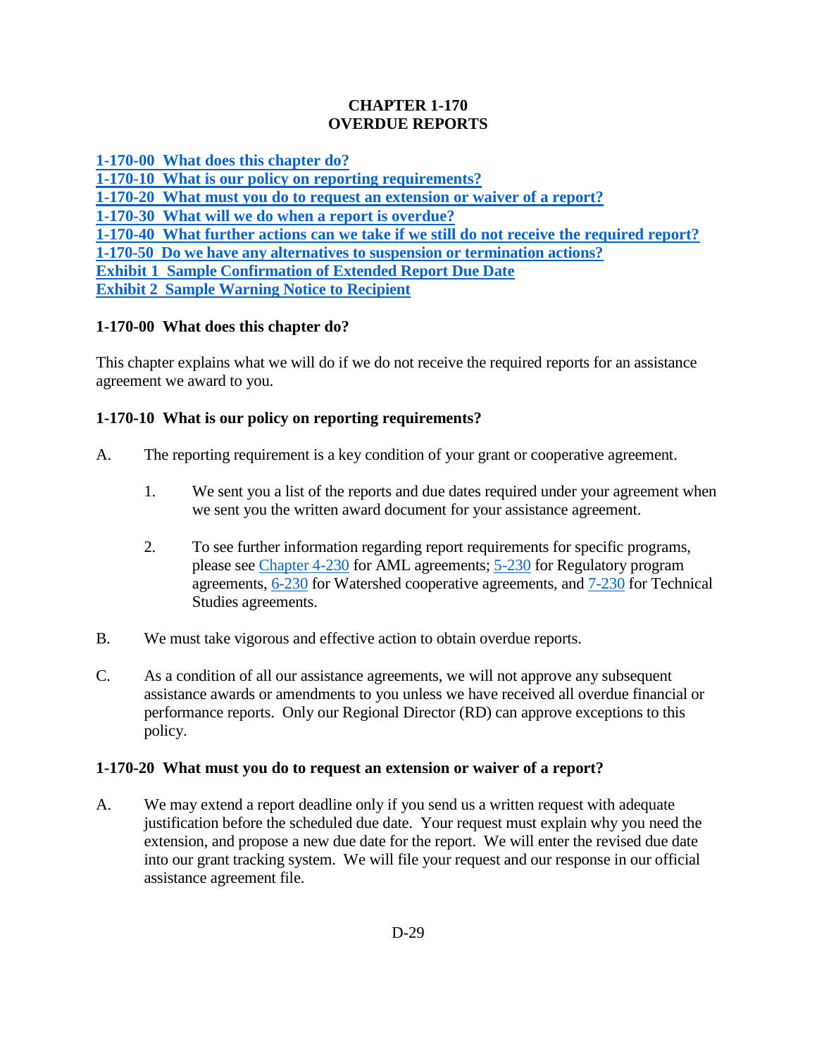# CHAPTER 1-170
# OVERDUE REPORTS

[1-170-00 What does this chapter do?](#)
[1-170-10 What is our policy on reporting requirements?](#)
[1-170-20 What must you do to request an extension or waiver of a report?](#)
[1-170-30 What will we do when a report is overdue?](#)
[1-170-40 What further actions can we take if we still do not receive the required report?](#)
[1-170-50 Do we have any alternatives to suspension or termination actions?](#)
[Exhibit 1 Sample Confirmation of Extended Report Due Date](#)
[Exhibit 2 Sample Warning Notice to Recipient](#)

### 1-170-00 What does this chapter do?

This chapter explains what we will do if we do not receive the required reports for an assistance agreement we award to you.

### 1-170-10 What is our policy on reporting requirements?

A. The reporting requirement is a key condition of your grant or cooperative agreement.

1. We sent you a list of the reports and due dates required under your agreement when we sent you the written award document for your assistance agreement.

2. To see further information regarding report requirements for specific programs, please see Chapter 4-230 for AML agreements; 5-230 for Regulatory program agreements, 6-230 for Watershed cooperative agreements, and 7-230 for Technical Studies agreements.

B. We must take vigorous and effective action to obtain overdue reports.

C. As a condition of all our assistance agreements, we will not approve any subsequent assistance awards or amendments to you unless we have received all overdue financial or performance reports. Only our Regional Director (RD) can approve exceptions to this policy.

### 1-170-20 What must you do to request an extension or waiver of a report?

A. We may extend a report deadline only if you send us a written request with adequate justification before the scheduled due date. Your request must explain why you need the extension, and propose a new due date for the report. We will enter the revised due date into our grant tracking system. We will file your request and our response in our official assistance agreement file.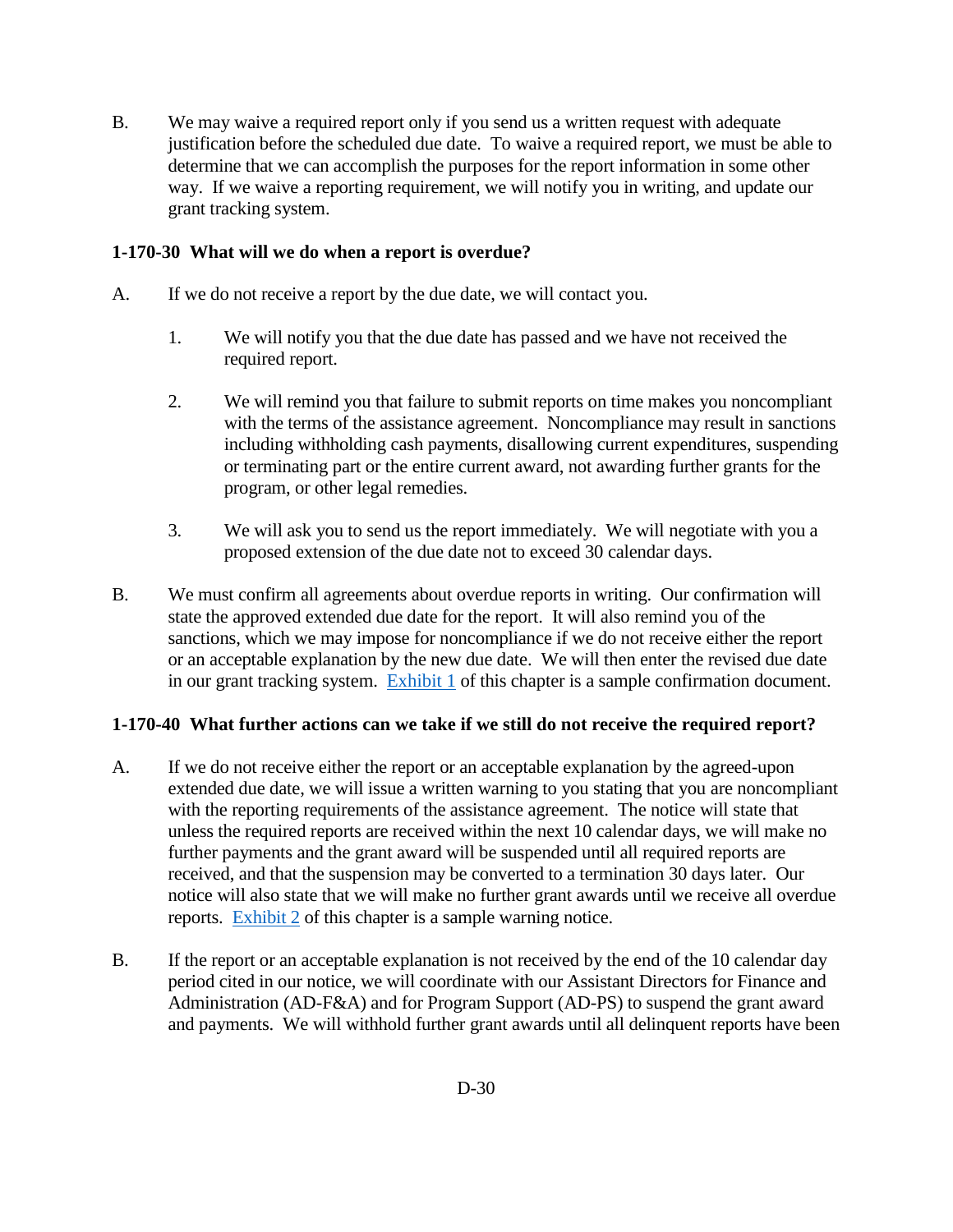B. We may waive a required report only if you send us a written request with adequate justification before the scheduled due date. To waive a required report, we must be able to determine that we can accomplish the purposes for the report information in some other way. If we waive a reporting requirement, we will notify you in writing, and update our grant tracking system.

### 1-170-30 What will we do when a report is overdue?

A. If we do not receive a report by the due date, we will contact you.

  1. We will notify you that the due date has passed and we have not received the required report.

  2. We will remind you that failure to submit reports on time makes you noncompliant with the terms of the assistance agreement. Noncompliance may result in sanctions including withholding cash payments, disallowing current expenditures, suspending or terminating part or the entire current award, not awarding further grants for the program, or other legal remedies.

  3. We will ask you to send us the report immediately. We will negotiate with you a proposed extension of the due date not to exceed 30 calendar days.

B. We must confirm all agreements about overdue reports in writing. Our confirmation will state the approved extended due date for the report. It will also remind you of the sanctions, which we may impose for noncompliance if we do not receive either the report or an acceptable explanation by the new due date. We will then enter the revised due date in our grant tracking system. Exhibit 1 of this chapter is a sample confirmation document.

### 1-170-40 What further actions can we take if we still do not receive the required report?

A. If we do not receive either the report or an acceptable explanation by the agreed-upon extended due date, we will issue a written warning to you stating that you are noncompliant with the reporting requirements of the assistance agreement. The notice will state that unless the required reports are received within the next 10 calendar days, we will make no further payments and the grant award will be suspended until all required reports are received, and that the suspension may be converted to a termination 30 days later. Our notice will also state that we will make no further grant awards until we receive all overdue reports. Exhibit 2 of this chapter is a sample warning notice.

B. If the report or an acceptable explanation is not received by the end of the 10 calendar day period cited in our notice, we will coordinate with our Assistant Directors for Finance and Administration (AD-F&A) and for Program Support (AD-PS) to suspend the grant award and payments. We will withhold further grant awards until all delinquent reports have been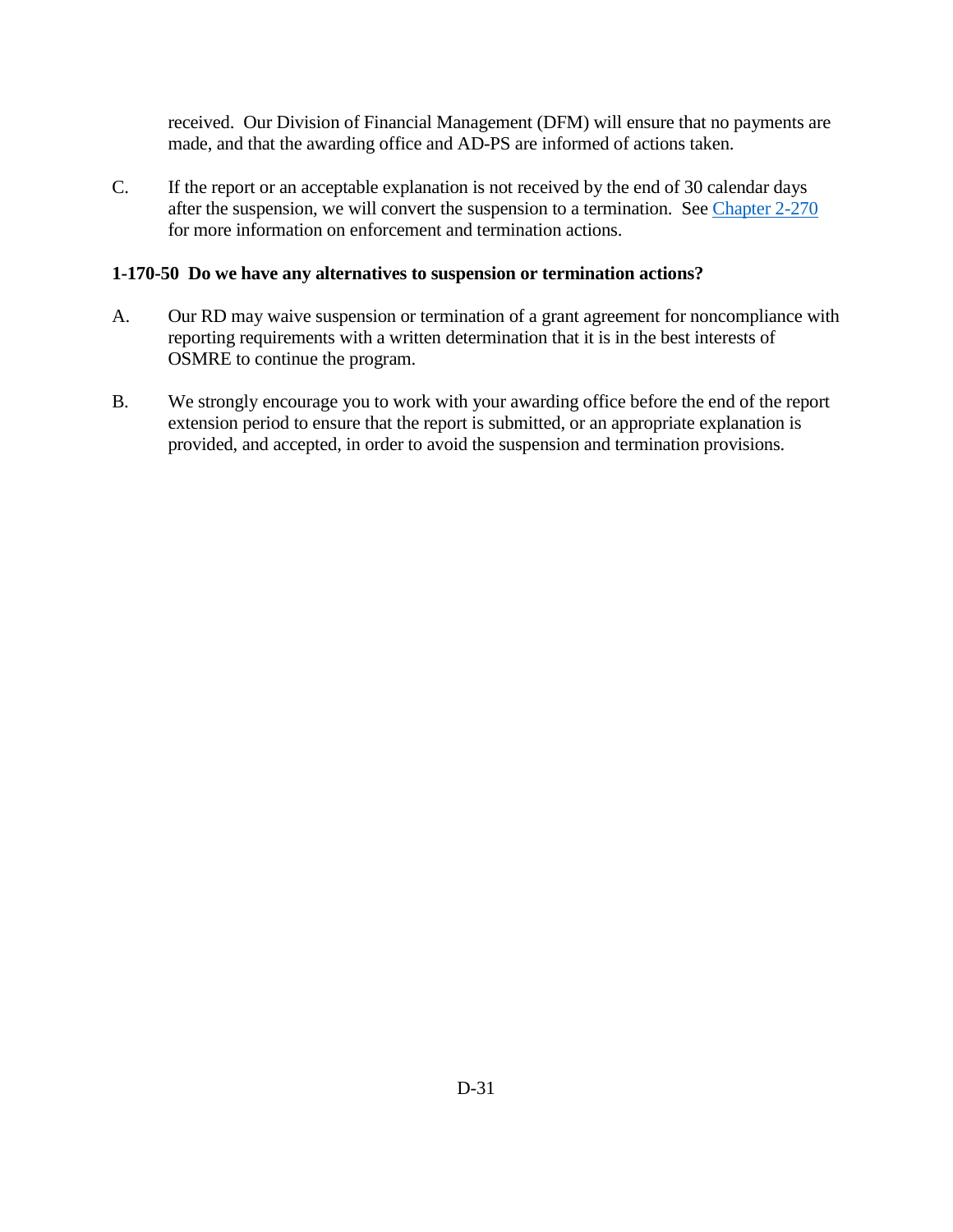received. Our Division of Financial Management (DFM) will ensure that no payments are made, and that the awarding office and AD-PS are informed of actions taken.

C. If the report or an acceptable explanation is not received by the end of 30 calendar days after the suspension, we will convert the suspension to a termination. See Chapter 2-270 for more information on enforcement and termination actions.

**1-170-50 Do we have any alternatives to suspension or termination actions?**

A. Our RD may waive suspension or termination of a grant agreement for noncompliance with reporting requirements with a written determination that it is in the best interests of OSMRE to continue the program.

B. We strongly encourage you to work with your awarding office before the end of the report extension period to ensure that the report is submitted, or an appropriate explanation is provided, and accepted, in order to avoid the suspension and termination provisions.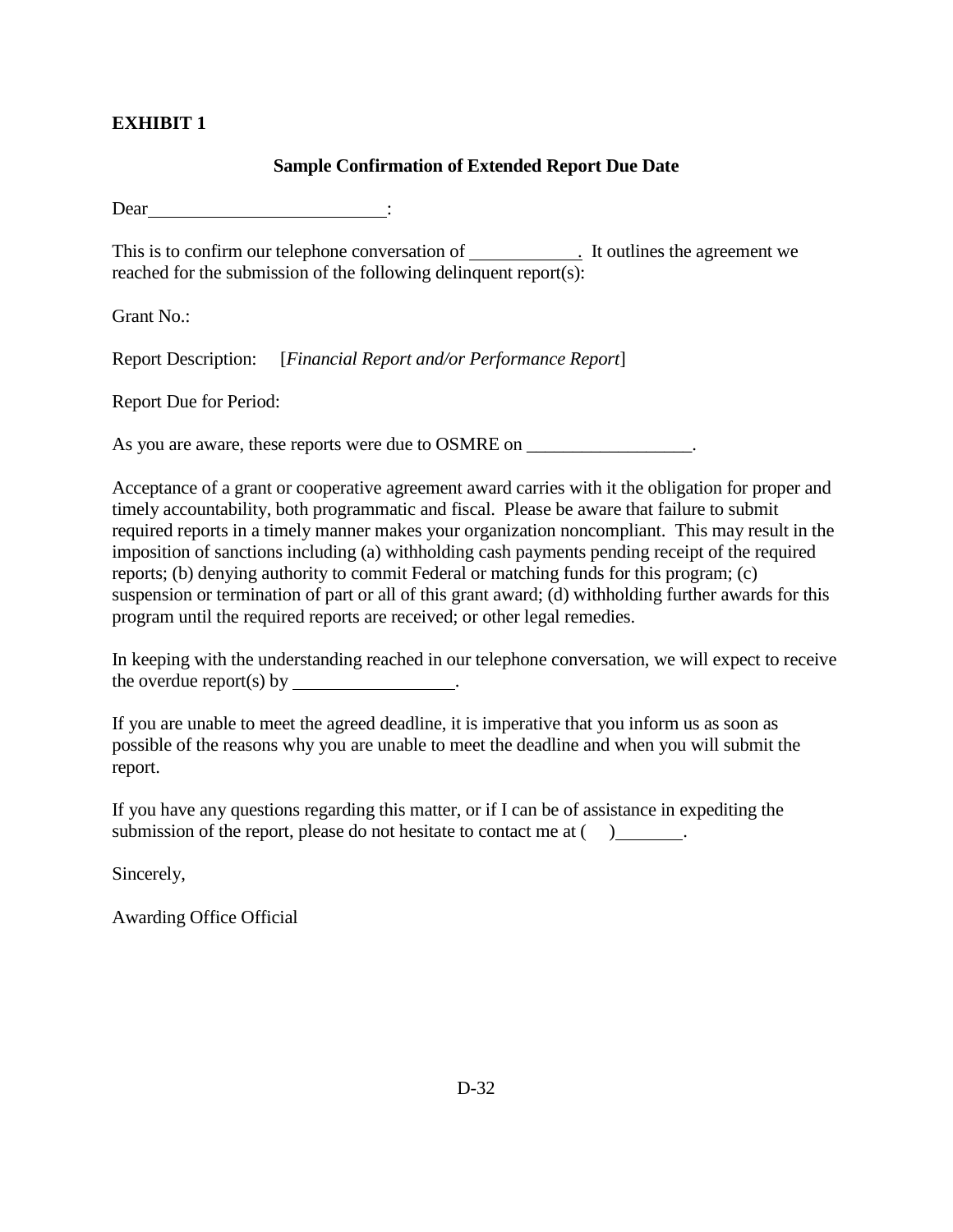**EXHIBIT 1**

**Sample Confirmation of Extended Report Due Date**

Dear__________________________:

This is to confirm our telephone conversation of ___________. It outlines the agreement we reached for the submission of the following delinquent report(s):

Grant No.:

Report Description: [*Financial Report and/or Performance Report*]

Report Due for Period:

As you are aware, these reports were due to OSMRE on __________________.

Acceptance of a grant or cooperative agreement award carries with it the obligation for proper and timely accountability, both programmatic and fiscal. Please be aware that failure to submit required reports in a timely manner makes your organization noncompliant. This may result in the imposition of sanctions including (a) withholding cash payments pending receipt of the required reports; (b) denying authority to commit Federal or matching funds for this program; (c) suspension or termination of part or all of this grant award; (d) withholding further awards for this program until the required reports are received; or other legal remedies.

In keeping with the understanding reached in our telephone conversation, we will expect to receive the overdue report(s) by __________________.

If you are unable to meet the agreed deadline, it is imperative that you inform us as soon as possible of the reasons why you are unable to meet the deadline and when you will submit the report.

If you have any questions regarding this matter, or if I can be of assistance in expediting the submission of the report, please do not hesitate to contact me at (    )_______.

Sincerely,

Awarding Office Official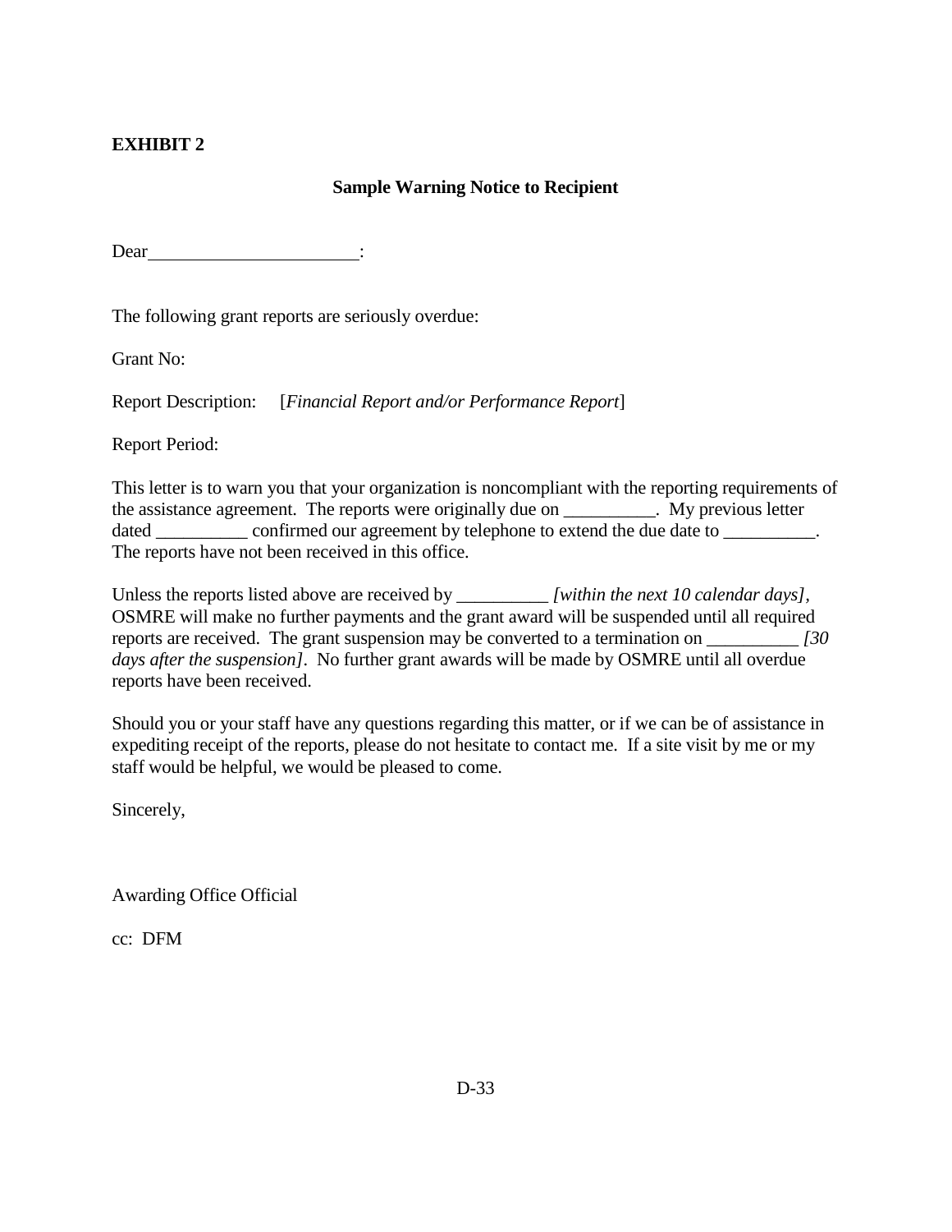**EXHIBIT 2**

**Sample Warning Notice to Recipient**

Dear______________________:

The following grant reports are seriously overdue:

Grant No:

Report Description: [*Financial Report and/or Performance Report*]

Report Period:

This letter is to warn you that your organization is noncompliant with the reporting requirements of the assistance agreement. The reports were originally due on __________. My previous letter dated __________ confirmed our agreement by telephone to extend the due date to __________. The reports have not been received in this office.

Unless the reports listed above are received by __________ *[within the next 10 calendar days]*, OSMRE will make no further payments and the grant award will be suspended until all required reports are received. The grant suspension may be converted to a termination on __________ *[30 days after the suspension]*. No further grant awards will be made by OSMRE until all overdue reports have been received.

Should you or your staff have any questions regarding this matter, or if we can be of assistance in expediting receipt of the reports, please do not hesitate to contact me. If a site visit by me or my staff would be helpful, we would be pleased to come.

Sincerely,

Awarding Office Official

cc: DFM